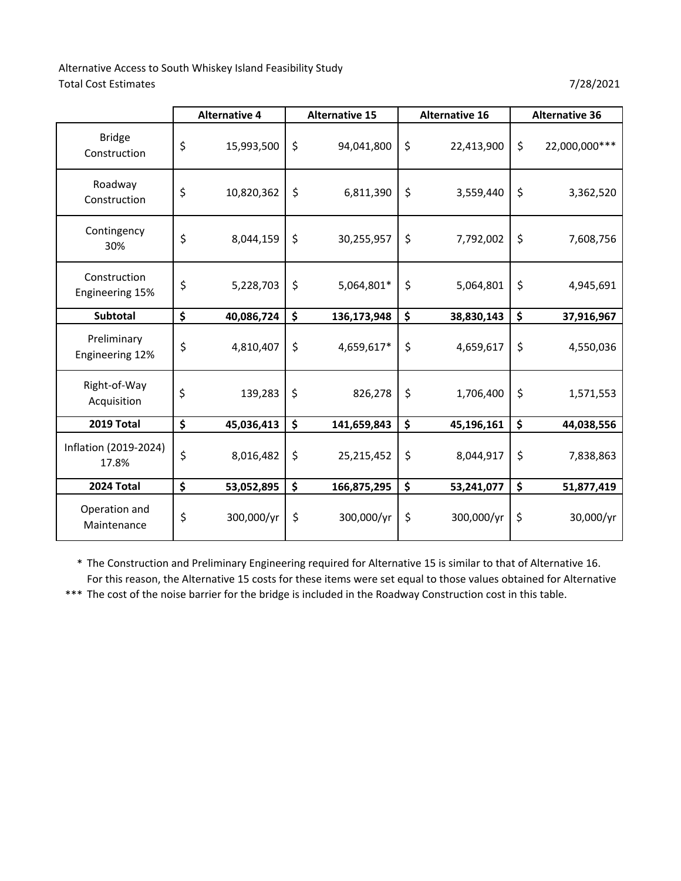Alternative Access to South Whiskey Island Feasibility Study

Total Cost Estimates 7/28/2021

| | Alternative 4 | Alternative 15 | Alternative 16 | Alternative 36 |
|---|---|---|---|---|
| Bridge Construction | $ 15,993,500 | $ 94,041,800 | $ 22,413,900 | $ 22,000,000*** |
| Roadway Construction | $ 10,820,362 | $ 6,811,390 | $ 3,559,440 | $ 3,362,520 |
| Contingency 30% | $ 8,044,159 | $ 30,255,957 | $ 7,792,002 | $ 7,608,756 |
| Construction Engineering 15% | $ 5,228,703 | $ 5,064,801* | $ 5,064,801 | $ 4,945,691 |
| **Subtotal** | **$ 40,086,724** | **$ 136,173,948** | **$ 38,830,143** | **$ 37,916,967** |
| Preliminary Engineering 12% | $ 4,810,407 | $ 4,659,617* | $ 4,659,617 | $ 4,550,036 |
| Right-of-Way Acquisition | $ 139,283 | $ 826,278 | $ 1,706,400 | $ 1,571,553 |
| **2019 Total** | **$ 45,036,413** | **$ 141,659,843** | **$ 45,196,161** | **$ 44,038,556** |
| Inflation (2019-2024) 17.8% | $ 8,016,482 | $ 25,215,452 | $ 8,044,917 | $ 7,838,863 |
| **2024 Total** | **$ 53,052,895** | **$ 166,875,295** | **$ 53,241,077** | **$ 51,877,419** |
| Operation and Maintenance | $ 300,000/yr | $ 300,000/yr | $ 300,000/yr | $ 30,000/yr |

\* The Construction and Preliminary Engineering required for Alternative 15 is similar to that of Alternative 16. For this reason, the Alternative 15 costs for these items were set equal to those values obtained for Alternative

\*** The cost of the noise barrier for the bridge is included in the Roadway Construction cost in this table.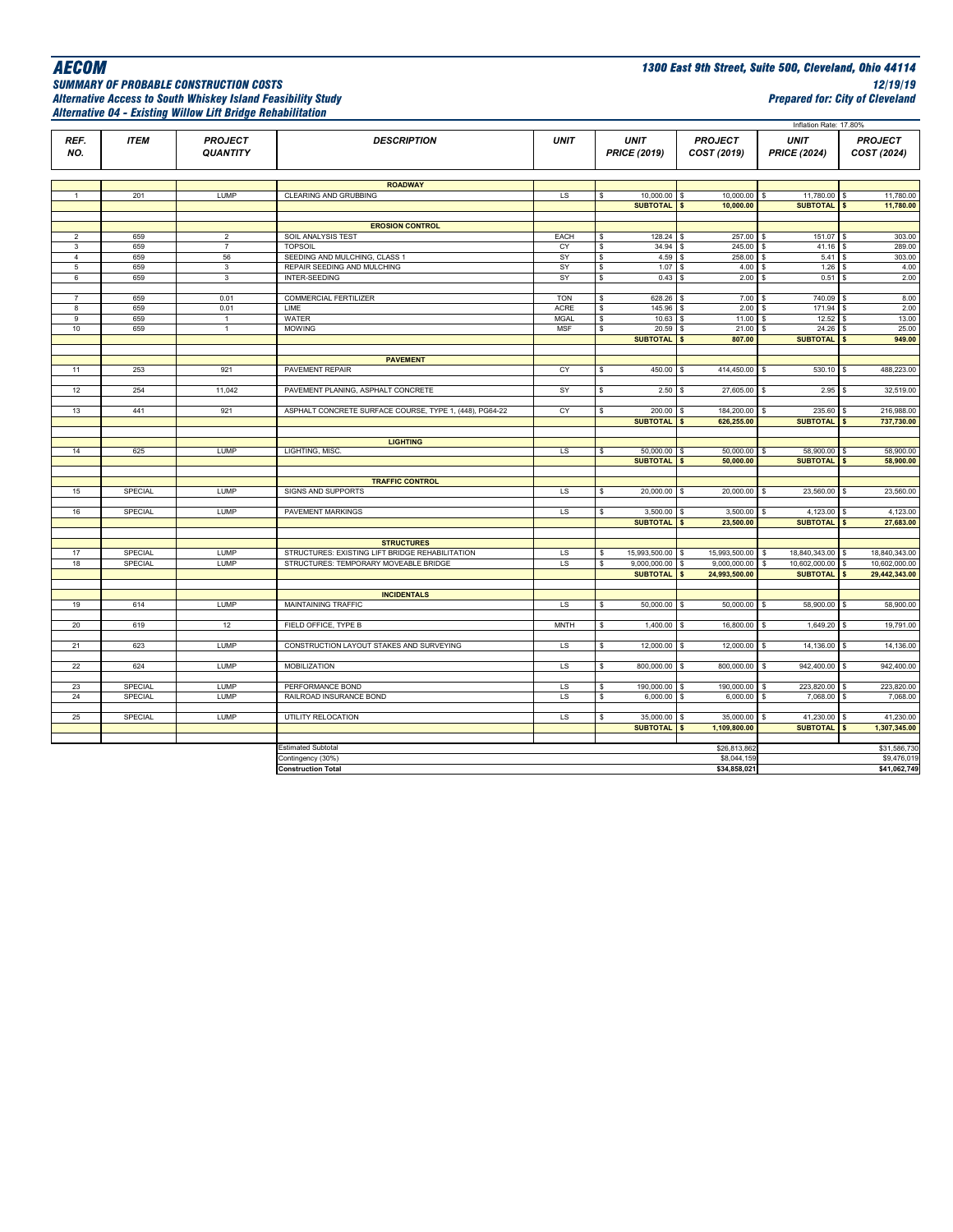# AECOM

**1300 East 9th Street, Suite 500, Cleveland, Ohio 44114**

***SUMMARY OF PROBABLE CONSTRUCTION COSTS***

***Alternative Access to South Whiskey Island Feasibility Study***

***Alternative 04 - Existing Willow Lift Bridge Rehabilitation***

***12/19/19***

***Prepared for: City of Cleveland***

Inflation Rate: 17.80%

| REF. NO. | ITEM | PROJECT QUANTITY | DESCRIPTION | UNIT | UNIT PRICE (2019) | PROJECT COST (2019) | UNIT PRICE (2024) | PROJECT COST (2024) |
|---|---|---|---|---|---|---|---|---|
| | | | **ROADWAY** | | | | | |
| 1 | 201 | LUMP | CLEARING AND GRUBBING | LS | $ 10,000.00 | $ 10,000.00 | $ 11,780.00 | $ 11,780.00 |
| | | | | | **SUBTOTAL** | **$ 10,000.00** | **SUBTOTAL** | **$ 11,780.00** |
| | | | **EROSION CONTROL** | | | | | |
| 2 | 659 | 2 | SOIL ANALYSIS TEST | EACH | $ 128.24 | $ 257.00 | $ 151.07 | $ 303.00 |
| 3 | 659 | 7 | TOPSOIL | CY | $ 34.94 | $ 245.00 | $ 41.16 | $ 289.00 |
| 4 | 659 | 56 | SEEDING AND MULCHING, CLASS 1 | SY | $ 4.59 | $ 258.00 | $ 5.41 | $ 303.00 |
| 5 | 659 | 3 | REPAIR SEEDING AND MULCHING | SY | $ 1.07 | $ 4.00 | $ 1.26 | $ 4.00 |
| 6 | 659 | 3 | INTER-SEEDING | SY | $ 0.43 | $ 2.00 | $ 0.51 | $ 2.00 |
| 7 | 659 | 0.01 | COMMERCIAL FERTILIZER | TON | $ 628.26 | $ 7.00 | $ 740.09 | $ 8.00 |
| 8 | 659 | 0.01 | LIME | ACRE | $ 145.96 | $ 2.00 | $ 171.94 | $ 2.00 |
| 9 | 659 | 1 | WATER | MGAL | $ 10.63 | $ 11.00 | $ 12.52 | $ 13.00 |
| 10 | 659 | 1 | MOWING | MSF | $ 20.59 | $ 21.00 | $ 24.26 | $ 25.00 |
| | | | | | **SUBTOTAL** | **$ 807.00** | **SUBTOTAL** | **$ 949.00** |
| | | | **PAVEMENT** | | | | | |
| 11 | 253 | 921 | PAVEMENT REPAIR | CY | $ 450.00 | $ 414,450.00 | $ 530.10 | $ 488,223.00 |
| 12 | 254 | 11,042 | PAVEMENT PLANING, ASPHALT CONCRETE | SY | $ 2.50 | $ 27,605.00 | $ 2.95 | $ 32,519.00 |
| 13 | 441 | 921 | ASPHALT CONCRETE SURFACE COURSE, TYPE 1, (448), PG64-22 | CY | $ 200.00 | $ 184,200.00 | $ 235.60 | $ 216,988.00 |
| | | | | | **SUBTOTAL** | **$ 626,255.00** | **SUBTOTAL** | **$ 737,730.00** |
| | | | **LIGHTING** | | | | | |
| 14 | 625 | LUMP | LIGHTING, MISC. | LS | $ 50,000.00 | $ 50,000.00 | $ 58,900.00 | $ 58,900.00 |
| | | | | | **SUBTOTAL** | **$ 50,000.00** | **SUBTOTAL** | **$ 58,900.00** |
| | | | **TRAFFIC CONTROL** | | | | | |
| 15 | SPECIAL | LUMP | SIGNS AND SUPPORTS | LS | $ 20,000.00 | $ 20,000.00 | $ 23,560.00 | $ 23,560.00 |
| 16 | SPECIAL | LUMP | PAVEMENT MARKINGS | LS | $ 3,500.00 | $ 3,500.00 | $ 4,123.00 | $ 4,123.00 |
| | | | | | **SUBTOTAL** | **$ 23,500.00** | **SUBTOTAL** | **$ 27,683.00** |
| | | | **STRUCTURES** | | | | | |
| 17 | SPECIAL | LUMP | STRUCTURES: EXISTING LIFT BRIDGE REHABILITATION | LS | $ 15,993,500.00 | $ 15,993,500.00 | $ 18,840,343.00 | $ 18,840,343.00 |
| 18 | SPECIAL | LUMP | STRUCTURES: TEMPORARY MOVEABLE BRIDGE | LS | $ 9,000,000.00 | $ 9,000,000.00 | $ 10,602,000.00 | $ 10,602,000.00 |
| | | | | | **SUBTOTAL** | **$ 24,993,500.00** | **SUBTOTAL** | **$ 29,442,343.00** |
| | | | **INCIDENTALS** | | | | | |
| 19 | 614 | LUMP | MAINTAINING TRAFFIC | LS | $ 50,000.00 | $ 50,000.00 | $ 58,900.00 | $ 58,900.00 |
| 20 | 619 | 12 | FIELD OFFICE, TYPE B | MNTH | $ 1,400.00 | $ 16,800.00 | $ 1,649.20 | $ 19,791.00 |
| 21 | 623 | LUMP | CONSTRUCTION LAYOUT STAKES AND SURVEYING | LS | $ 12,000.00 | $ 12,000.00 | $ 14,136.00 | $ 14,136.00 |
| 22 | 624 | LUMP | MOBILIZATION | LS | $ 800,000.00 | $ 800,000.00 | $ 942,400.00 | $ 942,400.00 |
| 23 | SPECIAL | LUMP | PERFORMANCE BOND | LS | $ 190,000.00 | $ 190,000.00 | $ 223,820.00 | $ 223,820.00 |
| 24 | SPECIAL | LUMP | RAILROAD INSURANCE BOND | LS | $ 6,000.00 | $ 6,000.00 | $ 7,068.00 | $ 7,068.00 |
| 25 | SPECIAL | LUMP | UTILITY RELOCATION | LS | $ 35,000.00 | $ 35,000.00 | $ 41,230.00 | $ 41,230.00 |
| | | | | | **SUBTOTAL** | **$ 1,109,800.00** | **SUBTOTAL** | **$ 1,307,345.00** |
| | | | Estimated Subtotal | | | $26,813,862 | | $31,586,730 |
| | | | Contingency (30%) | | | $8,044,159 | | $9,476,019 |
| | | | **Construction Total** | | | **$34,858,021** | | **$41,062,749** |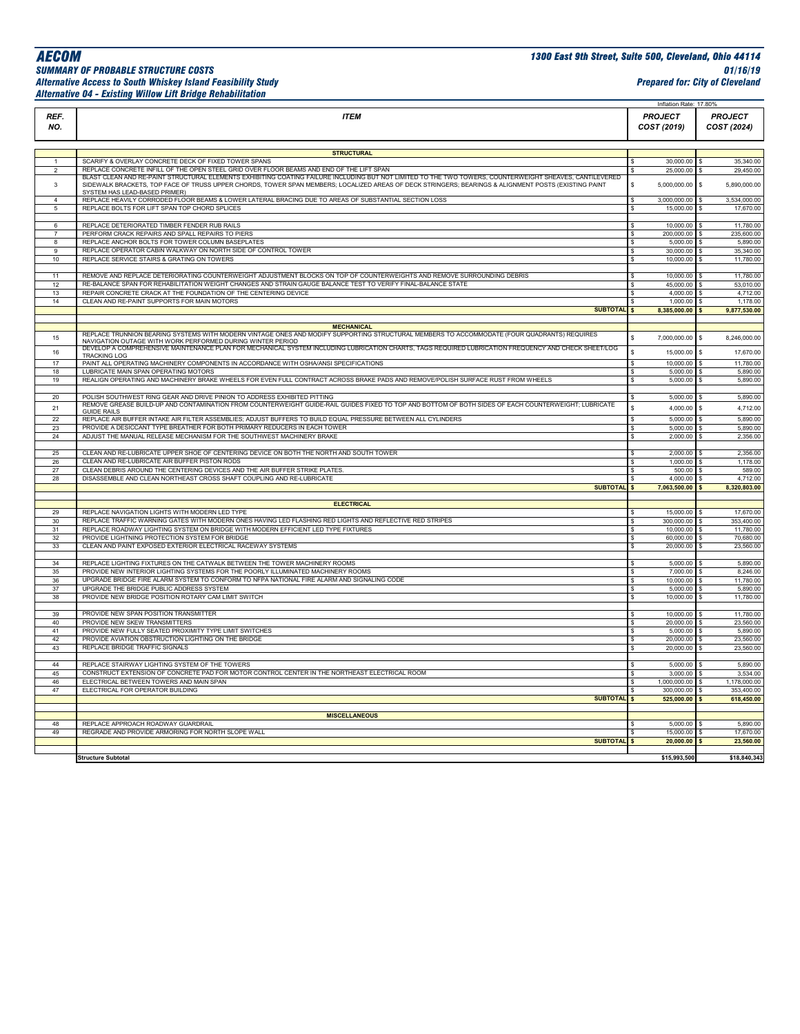**AECOM**

**1300 East 9th Street, Suite 500, Cleveland, Ohio 44114**

***SUMMARY OF PROBABLE STRUCTURE COSTS***

***01/16/19***

***Alternative Access to South Whiskey Island Feasibility Study***

***Prepared for: City of Cleveland***

***Alternative 04 - Existing Willow Lift Bridge Rehabilitation***

| REF. NO. | ITEM | PROJECT COST (2019) | PROJECT COST (2024) |
|---|---|---|---|
| | | Inflation Rate: 17.80% | |
| | **STRUCTURAL** | | |
| 1 | SCARIFY & OVERLAY CONCRETE DECK OF FIXED TOWER SPANS | $ 30,000.00 | $ 35,340.00 |
| 2 | REPLACE CONCRETE INFILL OF THE OPEN STEEL GRID OVER FLOOR BEAMS AND END OF THE LIFT SPAN | $ 25,000.00 | $ 29,450.00 |
| 3 | BLAST CLEAN AND RE-PAINT STRUCTURAL ELEMENTS EXHIBITING COATING FAILURE INCLUDING BUT NOT LIMITED TO THE TWO TOWERS, COUNTERWEIGHT SHEAVES, CANTILEVERED SIDEWALK BRACKETS, TOP FACE OF TRUSS UPPER CHORDS, TOWER SPAN MEMBERS; LOCALIZED AREAS OF DECK STRINGERS; BEARINGS & ALIGNMENT POSTS (EXISTING PAINT SYSTEM HAS LEAD-BASED PRIMER) | $ 5,000,000.00 | $ 5,890,000.00 |
| 4 | REPLACE HEAVILY CORRODED FLOOR BEAMS & LOWER LATERAL BRACING DUE TO AREAS OF SUBSTANTIAL SECTION LOSS | $ 3,000,000.00 | $ 3,534,000.00 |
| 5 | REPLACE BOLTS FOR LIFT SPAN TOP CHORD SPLICES | $ 15,000.00 | $ 17,670.00 |
| 6 | REPLACE DETERIORATED TIMBER FENDER RUB RAILS | $ 10,000.00 | $ 11,780.00 |
| 7 | PERFORM CRACK REPAIRS AND SPALL REPAIRS TO PIERS | $ 200,000.00 | $ 235,600.00 |
| 8 | REPLACE ANCHOR BOLTS FOR TOWER COLUMN BASEPLATES | $ 5,000.00 | $ 5,890.00 |
| 9 | REPLACE OPERATOR CABIN WALKWAY ON NORTH SIDE OF CONTROL TOWER | $ 30,000.00 | $ 35,340.00 |
| 10 | REPLACE SERVICE STAIRS & GRATING ON TOWERS | $ 10,000.00 | $ 11,780.00 |
| 11 | REMOVE AND REPLACE DETERIORATING COUNTERWEIGHT ADJUSTMENT BLOCKS ON TOP OF COUNTERWEIGHTS AND REMOVE SURROUNDING DEBRIS | $ 10,000.00 | $ 11,780.00 |
| 12 | RE-BALANCE SPAN FOR REHABILITATION WEIGHT CHANGES AND STRAIN GAUGE BALANCE TEST TO VERIFY FINAL-BALANCE STATE | $ 45,000.00 | $ 53,010.00 |
| 13 | REPAIR CONCRETE CRACK AT THE FOUNDATION OF THE CENTERING DEVICE | $ 4,000.00 | $ 4,712.00 |
| 14 | CLEAN AND RE-PAINT SUPPORTS FOR MAIN MOTORS | $ 1,000.00 | $ 1,178.00 |
| | **SUBTOTAL** | **$ 8,385,000.00** | **$ 9,877,530.00** |
| | **MECHANICAL** | | |
| 15 | REPLACE TRUNNION BEARING SYSTEMS WITH MODERN VINTAGE ONES AND MODIFY SUPPORTING STRUCTURAL MEMBERS TO ACCOMMODATE (FOUR QUADRANTS) REQUIRES NAVIGATION OUTAGE WITH WORK PERFORMED DURING WINTER PERIOD | $ 7,000,000.00 | $ 8,246,000.00 |
| 16 | DEVELOP A COMPREHENSIVE MAINTENANCE PLAN FOR MECHANICAL SYSTEM INCLUDING LUBRICATION CHARTS, TAGS REQUIRED LUBRICATION FREQUENCY AND CHECK SHEET/LOG TRACKING LOG | $ 15,000.00 | $ 17,670.00 |
| 17 | PAINT ALL OPERATING MACHINERY COMPONENTS IN ACCORDANCE WITH OSHA/ANSI SPECIFICATIONS | $ 10,000.00 | $ 11,780.00 |
| 18 | LUBRICATE MAIN SPAN OPERATING MOTORS | $ 5,000.00 | $ 5,890.00 |
| 19 | REALIGN OPERATING AND MACHINERY BRAKE WHEELS FOR EVEN FULL CONTRACT ACROSS BRAKE PADS AND REMOVE/POLISH SURFACE RUST FROM WHEELS | $ 5,000.00 | $ 5,890.00 |
| 20 | POLISH SOUTHWEST RING GEAR AND DRIVE PINION TO ADDRESS EXHIBITED PITTING | $ 5,000.00 | $ 5,890.00 |
| 21 | REMOVE GREASE BUILD-UP AND CONTAMINATION FROM COUNTERWEIGHT GUIDE-RAIL GUIDES FIXED TO TOP AND BOTTOM OF BOTH SIDES OF EACH COUNTERWEIGHT; LUBRICATE GUIDE RAILS | $ 4,000.00 | $ 4,712.00 |
| 22 | REPLACE AIR BUFFER INTAKE AIR FILTER ASSEMBLIES; ADJUST BUFFERS TO BUILD EQUAL PRESSURE BETWEEN ALL CYLINDERS | $ 5,000.00 | $ 5,890.00 |
| 23 | PROVIDE A DESICCANT TYPE BREATHER FOR BOTH PRIMARY REDUCERS IN EACH TOWER | $ 5,000.00 | $ 5,890.00 |
| 24 | ADJUST THE MANUAL RELEASE MECHANISM FOR THE SOUTHWEST MACHINERY BRAKE | $ 2,000.00 | $ 2,356.00 |
| 25 | CLEAN AND RE-LUBRICATE UPPER SHOE OF CENTERING DEVICE ON BOTH THE NORTH AND SOUTH TOWER | $ 2,000.00 | $ 2,356.00 |
| 26 | CLEAN AND RE-LUBRICATE AIR BUFFER PISTON RODS | $ 1,000.00 | $ 1,178.00 |
| 27 | CLEAN DEBRIS AROUND THE CENTERING DEVICES AND THE AIR BUFFER STRIKE PLATES. | $ 500.00 | $ 589.00 |
| 28 | DISASSEMBLE AND CLEAN NORTHEAST CROSS SHAFT COUPLING AND RE-LUBRICATE | $ 4,000.00 | $ 4,712.00 |
| | **SUBTOTAL** | **$ 7,063,500.00** | **$ 8,320,803.00** |
| | **ELECTRICAL** | | |
| 29 | REPLACE NAVIGATION LIGHTS WITH MODERN LED TYPE | $ 15,000.00 | $ 17,670.00 |
| 30 | REPLACE TRAFFIC WARNING GATES WITH MODERN ONES HAVING LED FLASHING RED LIGHTS AND REFLECTIVE RED STRIPES | $ 300,000.00 | $ 353,400.00 |
| 31 | REPLACE ROADWAY LIGHTING SYSTEM ON BRIDGE WITH MODERN EFFICIENT LED TYPE FIXTURES | $ 10,000.00 | $ 11,780.00 |
| 32 | PROVIDE LIGHTNING PROTECTION SYSTEM FOR BRIDGE | $ 60,000.00 | $ 70,680.00 |
| 33 | CLEAN AND PAINT EXPOSED EXTERIOR ELECTRICAL RACEWAY SYSTEMS | $ 20,000.00 | $ 23,560.00 |
| 34 | REPLACE LIGHTING FIXTURES ON THE CATWALK BETWEEN THE TOWER MACHINERY ROOMS | $ 5,000.00 | $ 5,890.00 |
| 35 | PROVIDE NEW INTERIOR LIGHTING SYSTEMS FOR THE POORLY ILLUMINATED MACHINERY ROOMS | $ 7,000.00 | $ 8,246.00 |
| 36 | UPGRADE BRIDGE FIRE ALARM SYSTEM TO CONFORM TO NFPA NATIONAL FIRE ALARM AND SIGNALING CODE | $ 10,000.00 | $ 11,780.00 |
| 37 | UPGRADE THE BRIDGE PUBLIC ADDRESS SYSTEM | $ 5,000.00 | $ 5,890.00 |
| 38 | PROVIDE NEW BRIDGE POSITION ROTARY CAM LIMIT SWITCH | $ 10,000.00 | $ 11,780.00 |
| 39 | PROVIDE NEW SPAN POSITION TRANSMITTER | $ 10,000.00 | $ 11,780.00 |
| 40 | PROVIDE NEW SKEW TRANSMITTERS | $ 20,000.00 | $ 23,560.00 |
| 41 | PROVIDE NEW FULLY SEATED PROXIMITY TYPE LIMIT SWITCHES | $ 5,000.00 | $ 5,890.00 |
| 42 | PROVIDE AVIATION OBSTRUCTION LIGHTING ON THE BRIDGE | $ 20,000.00 | $ 23,560.00 |
| 43 | REPLACE BRIDGE TRAFFIC SIGNALS | $ 20,000.00 | $ 23,560.00 |
| 44 | REPLACE STAIRWAY LIGHTING SYSTEM OF THE TOWERS | $ 5,000.00 | $ 5,890.00 |
| 45 | CONSTRUCT EXTENSION OF CONCRETE PAD FOR MOTOR CONTROL CENTER IN THE NORTHEAST ELECTRICAL ROOM | $ 3,000.00 | $ 3,534.00 |
| 46 | ELECTRICAL BETWEEN TOWERS AND MAIN SPAN | $ 1,000,000.00 | $ 1,178,000.00 |
| 47 | ELECTRICAL FOR OPERATOR BUILDING | $ 300,000.00 | $ 353,400.00 |
| | **SUBTOTAL** | **$ 525,000.00** | **$ 618,450.00** |
| | **MISCELLANEOUS** | | |
| 48 | REPLACE APPROACH ROADWAY GUARDRAIL | $ 5,000.00 | $ 5,890.00 |
| 49 | REGRADE AND PROVIDE ARMORING FOR NORTH SLOPE WALL | $ 15,000.00 | $ 17,670.00 |
| | **SUBTOTAL** | **$ 20,000.00** | **$ 23,560.00** |
| | **Structure Subtotal** | **$15,993,500** | **$18,840,343** |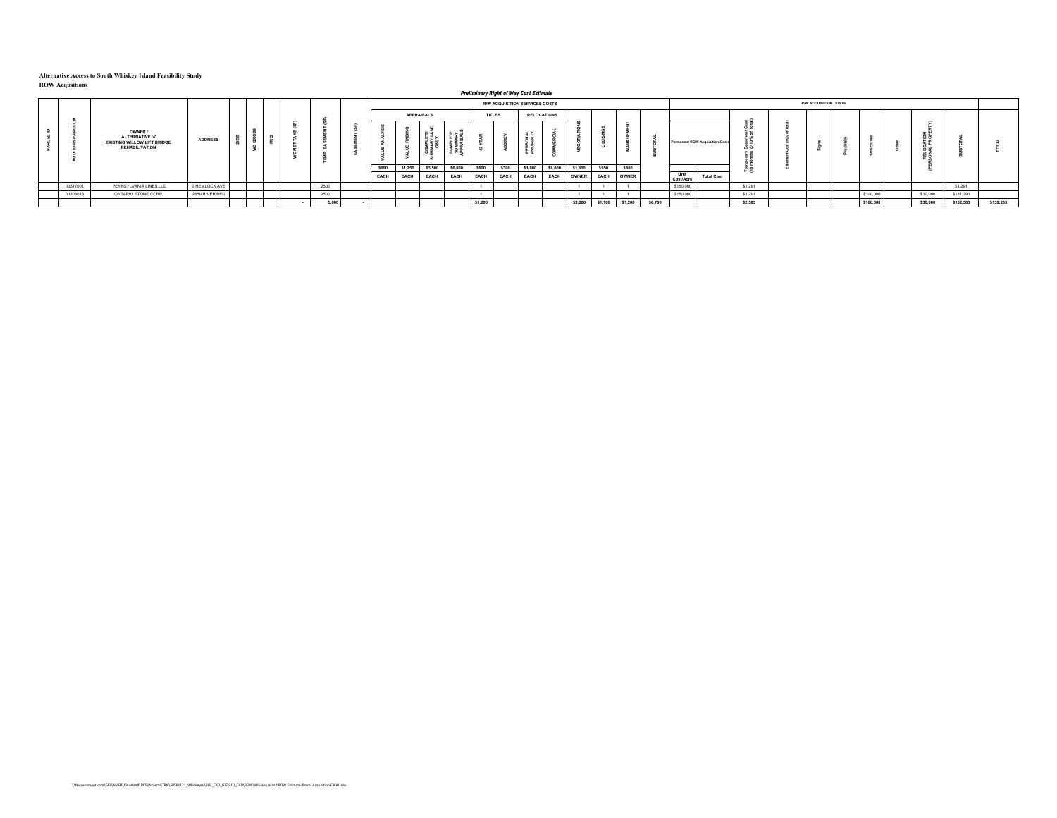**Alternative Access to South Whiskey Island Feasibility Study**
**ROW Acquisitions**

***Preliminary Right of Way Cost Estimate***

| PARCEL ID | AUDITORS PARCEL # | OWNER / ALTERNATIVE '4' EXISTING WILLOW LIFT BRIDGE REHABILITATION | ADDRESS | SIDE | WD GROSS | PRO | WD NET TAKE (SF) | TEMP. EASEMENT (SF) | EASEMENT (SF) | R/W ACQUISITION SERVICES COSTS | | | | | | | | | | | | R/W ACQUISITION COSTS | | | | | | | | | | |
|---|---|---|---|---|---|---|---|---|---|---|---|---|---|---|---|---|---|---|---|---|---|---|---|---|---|---|---|---|---|---|---|---|
| | | | | | | | | | | APPRAISALS | | | | TITLES | | RELOCATIONS | | | | | | | | | | | | | | | | |
| | | | | | | | | | | VALUE ANALYSIS | VALUE FINDING | COMPLETE SUMMARY LAND ONLY | COMPLETE SUMMARY APPRAISALS | 42 YEAR | ABS REV | PERSONAL PROPERTY | COMMERCIAL | NEGOTIATIONS | CLOSINGS | MANAGEMENT | SUBTOTAL | Permanent ROW Acquisition Costs | | Temporary Easement Cost (18 months @ 10% of Total) | Easement Cost (50% of Total) | Signs | Proximity | Structures | Other | RELOCATION (PERSONAL PROPERTY) | SUBTOTAL | TOTAL |
| | | | | | | | | | | $600 | $1,250 | $3,500 | $6,000 | $600 | $300 | $1,000 | $8,000 | $1,600 | $550 | $600 | | | | | | | | | | | | |
| | | | | | | | | | | EACH | EACH | EACH | EACH | EACH | EACH | EACH | EACH | OWNER | EACH | OWNER | | Unit Cost/Acre | Total Cost | | | | | | | | | |
| | 00317001 | PENNSYLVANIA LINES LLC | 0 HEMLOCK AVE | | | | | 2500 | | | | | | 1 | | | | 1 | 1 | 1 | | $150,000 | | $1,291 | | | | | | | $1,291 | |
| | 00305013 | ONTARIO STONE CORP. | 2550 RIVER BED | | | | | 2500 | | | | | | 1 | | | | 1 | 1 | 1 | | $150,000 | | $1,291 | | | | $100,000 | | $30,000 | $131,291 | |
| | | | | | | | - | 5,000 | - | | | | | $1,200 | | | | $3,200 | $1,100 | $1,200 | $6,700 | | | $2,583 | | | | $100,000 | | $30,000 | $132,583 | $139,283 |

\\Na.aecomnet.com\GFS\AMER\Cleveland\DCS\Projects\TRN\60581121_WhiskeyIsl\900_CAD_GIS\910_CAD\ROW\Whiskey Island ROW Estimate-Parcel Acquisition FINAL.xlsx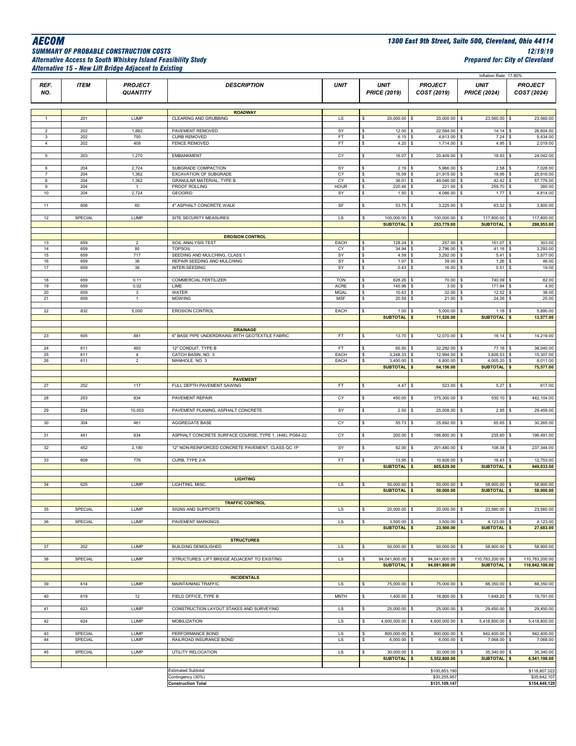# AECOM

**1300 East 9th Street, Suite 500, Cleveland, Ohio 44114**

## SUMMARY OF PROBABLE CONSTRUCTION COSTS

**12/19/19**

**Alternative Access to South Whiskey Island Feasibility Study**

**Prepared for: City of Cleveland**

**Alternative 15 - New Lift Bridge Adjacent to Existing**

Inflation Rate: 17.80%

| REF. NO. | ITEM | PROJECT QUANTITY | DESCRIPTION | UNIT | UNIT PRICE (2019) | PROJECT COST (2019) | UNIT PRICE (2024) | PROJECT COST (2024) |
|---|---|---|---|---|---|---|---|---|
| | | | **ROADWAY** | | | | | |
| 1 | 201 | LUMP | CLEARING AND GRUBBING | LS | $ 20,000.00 | $ 20,000.00 | $ 23,560.00 | $ 23,560.00 |
| 2 | 202 | 1,882 | PAVEMENT REMOVED | SY | $ 12.00 | $ 22,584.00 | $ 14.14 | $ 26,604.00 |
| 3 | 202 | 750 | CURB REMOVED | FT | $ 6.15 | $ 4,613.00 | $ 7.24 | $ 5,434.00 |
| 4 | 202 | 408 | FENCE REMOVED | FT | $ 4.20 | $ 1,714.00 | $ 4.95 | $ 2,019.00 |
| 5 | 203 | 1,270 | EMBANKMENT | CY | $ 16.07 | $ 20,409.00 | $ 18.93 | $ 24,042.00 |
| 6 | 204 | 2,724 | SUBGRADE COMPACTION | SY | $ 2.19 | $ 5,966.00 | $ 2.58 | $ 7,028.00 |
| 7 | 204 | 1,362 | EXCAVATION OF SUBGRADE | CY | $ 16.09 | $ 21,915.00 | $ 18.95 | $ 25,816.00 |
| 8 | 204 | 1,362 | GRANULAR MATERIAL, TYPE B | CY | $ 36.01 | $ 49,046.00 | $ 42.42 | $ 57,776.00 |
| 9 | 204 | 1 | PROOF ROLLING | HOUR | $ 220.46 | $ 221.00 | $ 259.70 | $ 260.00 |
| 10 | 204 | 2,724 | GEOGRID | SY | $ 1.50 | $ 4,086.00 | $ 1.77 | $ 4,814.00 |
| 11 | 608 | 60 | 4" ASPHALT CONCRETE WALK | SF | $ 53.75 | $ 3,225.00 | $ 63.32 | $ 3,800.00 |
| 12 | SPECIAL | LUMP | SITE SECURITY MEASURES | LS | $ 100,000.00 | $ 100,000.00 | $ 117,800.00 | $ 117,800.00 |
| | | | | | **SUBTOTAL** | **$ 253,779.00** | **SUBTOTAL** | **$ 298,953.00** |
| | | | **EROSION CONTROL** | | | | | |
| 13 | 659 | 2 | SOIL ANALYSIS TEST | EACH | $ 128.24 | $ 257.00 | $ 151.07 | $ 303.00 |
| 14 | 659 | 80 | TOPSOIL | CY | $ 34.94 | $ 2,796.00 | $ 41.16 | $ 3,293.00 |
| 15 | 659 | 717 | SEEDING AND MULCHING, CLASS 1 | SY | $ 4.59 | $ 3,292.00 | $ 5.41 | $ 3,877.00 |
| 16 | 659 | 36 | REPAIR SEEDING AND MULCHING | SY | $ 1.07 | $ 39.00 | $ 1.26 | $ 46.00 |
| 17 | 659 | 36 | INTER-SEEDING | SY | $ 0.43 | $ 16.00 | $ 0.51 | $ 19.00 |
| 18 | 659 | 0.11 | COMMERCIAL FERTILIZER | TON | $ 628.26 | $ 70.00 | $ 740.09 | $ 82.00 |
| 19 | 659 | 0.02 | LIME | ACRE | $ 145.96 | $ 3.00 | $ 171.94 | $ 4.00 |
| 20 | 659 | 3 | WATER | MGAL | $ 10.63 | $ 32.00 | $ 12.52 | $ 38.00 |
| 21 | 659 | 1 | MOWING | MSF | $ 20.59 | $ 21.00 | $ 24.26 | $ 25.00 |
| 22 | 832 | 5,000 | EROSION CONTROL | EACH | $ 1.00 | $ 5,000.00 | $ 1.18 | $ 5,890.00 |
| | | | | | **SUBTOTAL** | **$ 11,526.00** | **SUBTOTAL** | **$ 13,577.00** |
| | | | **DRAINAGE** | | | | | |
| 23 | 605 | 881 | 6" BASE PIPE UNDERDRAINS WITH GEOTEXTILE FABRIC | FT | $ 13.70 | $ 12,070.00 | $ 16.14 | $ 14,219.00 |
| 24 | 611 | 493 | 12" CONDUIT, TYPE B | FT | $ 65.50 | $ 32,292.00 | $ 77.16 | $ 38,040.00 |
| 25 | 611 | 4 | CATCH BASIN, NO. 3 | EACH | $ 3,248.33 | $ 12,994.00 | $ 3,826.53 | $ 15,307.00 |
| 26 | 611 | 2 | MANHOLE, NO. 3 | EACH | $ 3,400.00 | $ 6,800.00 | $ 4,005.20 | $ 8,011.00 |
| | | | | | **SUBTOTAL** | **$ 64,156.00** | **SUBTOTAL** | **$ 75,577.00** |
| | | | **PAVEMENT** | | | | | |
| 27 | 252 | 117 | FULL DEPTH PAVEMENT SAWING | FT | $ 4.47 | $ 523.00 | $ 5.27 | $ 617.00 |
| 28 | 253 | 834 | PAVEMENT REPAIR | CY | $ 450.00 | $ 375,300.00 | $ 530.10 | $ 442,104.00 |
| 29 | 254 | 10,003 | PAVEMENT PLANING, ASPHALT CONCRETE | SY | $ 2.50 | $ 25,008.00 | $ 2.95 | $ 29,459.00 |
| 30 | 304 | 461 | AGGREGATE BASE | CY | $ 55.73 | $ 25,692.00 | $ 65.65 | $ 30,265.00 |
| 31 | 441 | 834 | ASPHALT CONCRETE SURFACE COURSE, TYPE 1, (448), PG64-22 | CY | $ 200.00 | $ 166,800.00 | $ 235.60 | $ 196,491.00 |
| 32 | 452 | 2,190 | 12" NON-REINFORCED CONCRETE PAVEMENT, CLASS QC 1P | SY | $ 92.00 | $ 201,480.00 | $ 108.38 | $ 237,344.00 |
| 33 | 609 | 776 | CURB, TYPE 2-A | FT | $ 13.95 | $ 10,826.00 | $ 16.43 | $ 12,753.00 |
| | | | | | **SUBTOTAL** | **$ 805,629.00** | **SUBTOTAL** | **$ 949,033.00** |
| | | | **LIGHTING** | | | | | |
| 34 | 625 | LUMP | LIGHTING, MISC. | LS | $ 50,000.00 | $ 50,000.00 | $ 58,900.00 | $ 58,900.00 |
| | | | | | **SUBTOTAL** | **$ 50,000.00** | **SUBTOTAL** | **$ 58,900.00** |
| | | | **TRAFFIC CONTROL** | | | | | |
| 35 | SPECIAL | LUMP | SIGNS AND SUPPORTS | LS | $ 20,000.00 | $ 20,000.00 | $ 23,560.00 | $ 23,560.00 |
| 36 | SPECIAL | LUMP | PAVEMENT MARKINGS | LS | $ 3,500.00 | $ 3,500.00 | $ 4,123.00 | $ 4,123.00 |
| | | | | | **SUBTOTAL** | **$ 23,500.00** | **SUBTOTAL** | **$ 27,683.00** |
| | | | **STRUCTURES** | | | | | |
| 37 | 202 | LUMP | BUILDING DEMOLISHED | LS | $ 50,000.00 | $ 50,000.00 | $ 58,900.00 | $ 58,900.00 |
| 38 | SPECIAL | LUMP | STRUCTURES: LIFT BRIDGE ADJACENT TO EXISTING | LS | $ 94,041,800.00 | $ 94,041,800.00 | $ 110,783,200.00 | $ 110,783,200.00 |
| | | | | | **SUBTOTAL** | **$ 94,091,800.00** | **SUBTOTAL** | **$ 110,842,100.00** |
| | | | **INCIDENTALS** | | | | | |
| 39 | 614 | LUMP | MAINTAINING TRAFFIC | LS | $ 75,000.00 | $ 75,000.00 | $ 88,350.00 | $ 88,350.00 |
| 40 | 619 | 12 | FIELD OFFICE, TYPE B | MNTH | $ 1,400.00 | $ 16,800.00 | $ 1,649.20 | $ 19,791.00 |
| 41 | 623 | LUMP | CONSTRUCTION LAYOUT STAKES AND SURVEYING | LS | $ 25,000.00 | $ 25,000.00 | $ 29,450.00 | $ 29,450.00 |
| 42 | 624 | LUMP | MOBILIZATION | LS | $ 4,600,000.00 | $ 4,600,000.00 | $ 5,418,800.00 | $ 5,418,800.00 |
| 43 | SPECIAL | LUMP | PERFORMANCE BOND | LS | $ 800,000.00 | $ 800,000.00 | $ 942,400.00 | $ 942,400.00 |
| 44 | SPECIAL | LUMP | RAILROAD INSURANCE BOND | LS | $ 6,000.00 | $ 6,000.00 | $ 7,068.00 | $ 7,068.00 |
| 45 | SPECIAL | LUMP | UTILITY RELOCATION | LS | $ 30,000.00 | $ 30,000.00 | $ 35,340.00 | $ 35,340.00 |
| | | | | | **SUBTOTAL** | **$ 5,552,800.00** | **SUBTOTAL** | **$ 6,541,199.00** |
| | | | Estimated Subtotal | | | $100,853,190 | | $118,807,022 |
| | | | Contingency (30%) | | | $30,255,957 | | $35,642,107 |
| | | | **Construction Total** | | | **$131,109,147** | | **$154,449,129** |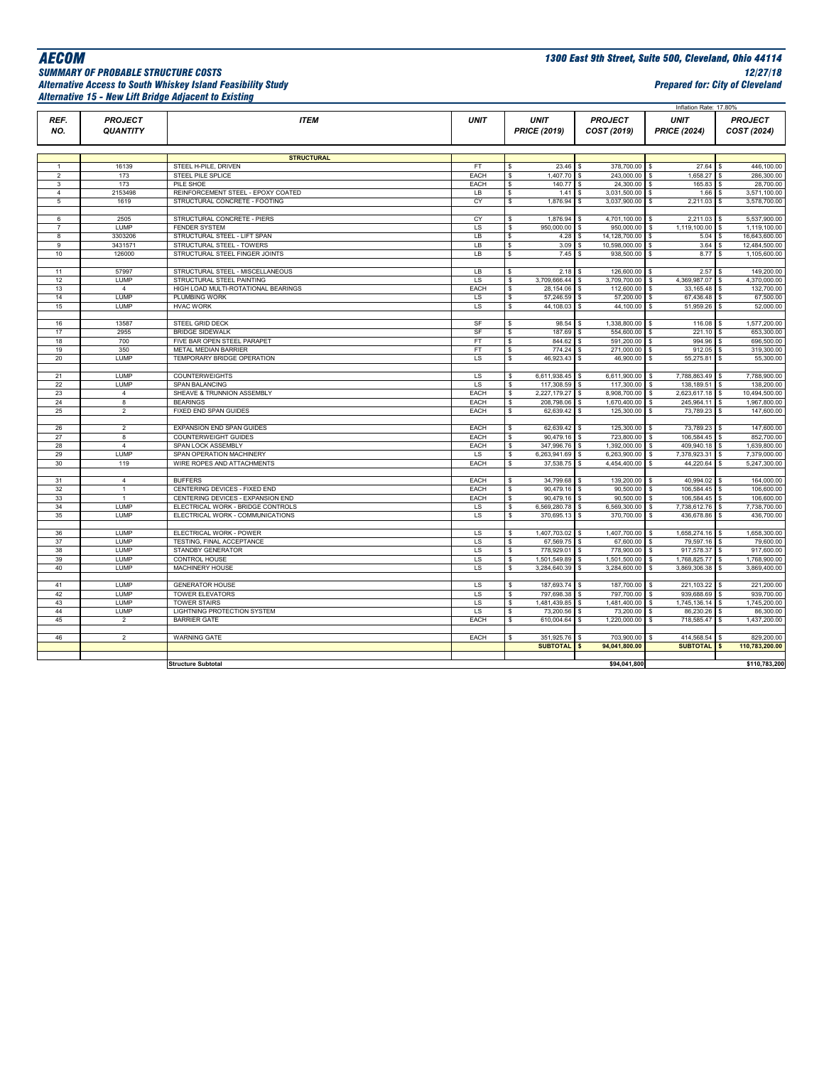**AECOM** — 1300 East 9th Street, Suite 500, Cleveland, Ohio 44114

***SUMMARY OF PROBABLE STRUCTURE COSTS*** — *12/27/18*

***Alternative Access to South Whiskey Island Feasibility Study*** — *Prepared for: City of Cleveland*

***Alternative 15 - New Lift Bridge Adjacent to Existing***

Inflation Rate: 17.80%

| REF. NO. | PROJECT QUANTITY | ITEM | UNIT | UNIT PRICE (2019) | PROJECT COST (2019) | UNIT PRICE (2024) | PROJECT COST (2024) |
|---|---|---|---|---|---|---|---|
| | | **STRUCTURAL** | | | | | |
| 1 | 16139 | STEEL H-PILE, DRIVEN | FT | $ 23.46 | $ 378,700.00 | $ 27.64 | $ 446,100.00 |
| 2 | 173 | STEEL PILE SPLICE | EACH | $ 1,407.70 | $ 243,000.00 | $ 1,658.27 | $ 286,300.00 |
| 3 | 173 | PILE SHOE | EACH | $ 140.77 | $ 24,300.00 | $ 165.83 | $ 28,700.00 |
| 4 | 2153498 | REINFORCEMENT STEEL - EPOXY COATED | LB | $ 1.41 | $ 3,031,500.00 | $ 1.66 | $ 3,571,100.00 |
| 5 | 1619 | STRUCTURAL CONCRETE - FOOTING | CY | $ 1,876.94 | $ 3,037,900.00 | $ 2,211.03 | $ 3,578,700.00 |
| 6 | 2505 | STRUCTURAL CONCRETE - PIERS | CY | $ 1,876.94 | $ 4,701,100.00 | $ 2,211.03 | $ 5,537,900.00 |
| 7 | LUMP | FENDER SYSTEM | LS | $ 950,000.00 | $ 950,000.00 | $ 1,119,100.00 | $ 1,119,100.00 |
| 8 | 3303206 | STRUCTURAL STEEL - LIFT SPAN | LB | $ 4.28 | $ 14,128,700.00 | $ 5.04 | $ 16,643,600.00 |
| 9 | 3431571 | STRUCTURAL STEEL - TOWERS | LB | $ 3.09 | $ 10,598,000.00 | $ 3.64 | $ 12,484,500.00 |
| 10 | 126000 | STRUCTURAL STEEL FINGER JOINTS | LB | $ 7.45 | $ 938,500.00 | $ 8.77 | $ 1,105,600.00 |
| 11 | 57997 | STRUCTURAL STEEL - MISCELLANEOUS | LB | $ 2.18 | $ 126,600.00 | $ 2.57 | $ 149,200.00 |
| 12 | LUMP | STRUCTURAL STEEL PAINTING | LS | $ 3,709,666.44 | $ 3,709,700.00 | $ 4,369,987.07 | $ 4,370,000.00 |
| 13 | 4 | HIGH LOAD MULTI-ROTATIONAL BEARINGS | EACH | $ 28,154.06 | $ 112,600.00 | $ 33,165.48 | $ 132,700.00 |
| 14 | LUMP | PLUMBING WORK | LS | $ 57,246.59 | $ 57,200.00 | $ 67,436.48 | $ 67,500.00 |
| 15 | LUMP | HVAC WORK | LS | $ 44,108.03 | $ 44,100.00 | $ 51,959.26 | $ 52,000.00 |
| 16 | 13587 | STEEL GRID DECK | SF | $ 98.54 | $ 1,338,800.00 | $ 116.08 | $ 1,577,200.00 |
| 17 | 2955 | BRIDGE SIDEWALK | SF | $ 187.69 | $ 554,600.00 | $ 221.10 | $ 653,300.00 |
| 18 | 700 | FIVE BAR OPEN STEEL PARAPET | FT | $ 844.62 | $ 591,200.00 | $ 994.96 | $ 696,500.00 |
| 19 | 350 | METAL MEDIAN BARRIER | FT | $ 774.24 | $ 271,000.00 | $ 912.05 | $ 319,300.00 |
| 20 | LUMP | TEMPORARY BRIDGE OPERATION | LS | $ 46,923.43 | $ 46,900.00 | $ 55,275.81 | $ 55,300.00 |
| 21 | LUMP | COUNTERWEIGHTS | LS | $ 6,611,938.45 | $ 6,611,900.00 | $ 7,788,863.49 | $ 7,788,900.00 |
| 22 | LUMP | SPAN BALANCING | LS | $ 117,308.59 | $ 117,300.00 | $ 138,189.51 | $ 138,200.00 |
| 23 | 4 | SHEAVE & TRUNNION ASSEMBLY | EACH | $ 2,227,179.27 | $ 8,908,700.00 | $ 2,623,617.18 | $ 10,494,500.00 |
| 24 | 8 | BEARINGS | EACH | $ 208,798.06 | $ 1,670,400.00 | $ 245,964.11 | $ 1,967,800.00 |
| 25 | 2 | FIXED END SPAN GUIDES | EACH | $ 62,639.42 | $ 125,300.00 | $ 73,789.23 | $ 147,600.00 |
| 26 | 2 | EXPANSION END SPAN GUIDES | EACH | $ 62,639.42 | $ 125,300.00 | $ 73,789.23 | $ 147,600.00 |
| 27 | 8 | COUNTERWEIGHT GUIDES | EACH | $ 90,479.16 | $ 723,800.00 | $ 106,584.45 | $ 852,700.00 |
| 28 | 4 | SPAN LOCK ASSEMBLY | EACH | $ 347,996.76 | $ 1,392,000.00 | $ 409,940.18 | $ 1,639,800.00 |
| 29 | LUMP | SPAN OPERATION MACHINERY | LS | $ 6,263,941.69 | $ 6,263,900.00 | $ 7,378,923.31 | $ 7,379,000.00 |
| 30 | 119 | WIRE ROPES AND ATTACHMENTS | EACH | $ 37,538.75 | $ 4,454,400.00 | $ 44,220.64 | $ 5,247,300.00 |
| 31 | 4 | BUFFERS | EACH | $ 34,799.68 | $ 139,200.00 | $ 40,994.02 | $ 164,000.00 |
| 32 | 1 | CENTERING DEVICES - FIXED END | EACH | $ 90,479.16 | $ 90,500.00 | $ 106,584.45 | $ 106,600.00 |
| 33 | 1 | CENTERING DEVICES - EXPANSION END | EACH | $ 90,479.16 | $ 90,500.00 | $ 106,584.45 | $ 106,600.00 |
| 34 | LUMP | ELECTRICAL WORK - BRIDGE CONTROLS | LS | $ 6,569,280.78 | $ 6,569,300.00 | $ 7,738,612.76 | $ 7,738,700.00 |
| 35 | LUMP | ELECTRICAL WORK - COMMUNICATIONS | LS | $ 370,695.13 | $ 370,700.00 | $ 436,678.86 | $ 436,700.00 |
| 36 | LUMP | ELECTRICAL WORK - POWER | LS | $ 1,407,703.02 | $ 1,407,700.00 | $ 1,658,274.16 | $ 1,658,300.00 |
| 37 | LUMP | TESTING, FINAL ACCEPTANCE | LS | $ 67,569.75 | $ 67,600.00 | $ 79,597.16 | $ 79,600.00 |
| 38 | LUMP | STANDBY GENERATOR | LS | $ 778,929.01 | $ 778,900.00 | $ 917,578.37 | $ 917,600.00 |
| 39 | LUMP | CONTROL HOUSE | LS | $ 1,501,549.89 | $ 1,501,500.00 | $ 1,768,825.77 | $ 1,768,900.00 |
| 40 | LUMP | MACHINERY HOUSE | LS | $ 3,284,640.39 | $ 3,284,600.00 | $ 3,869,306.38 | $ 3,869,400.00 |
| 41 | LUMP | GENERATOR HOUSE | LS | $ 187,693.74 | $ 187,700.00 | $ 221,103.22 | $ 221,200.00 |
| 42 | LUMP | TOWER ELEVATORS | LS | $ 797,698.38 | $ 797,700.00 | $ 939,688.69 | $ 939,700.00 |
| 43 | LUMP | TOWER STAIRS | LS | $ 1,481,439.85 | $ 1,481,400.00 | $ 1,745,136.14 | $ 1,745,200.00 |
| 44 | LUMP | LIGHTNING PROTECTION SYSTEM | LS | $ 73,200.56 | $ 73,200.00 | $ 86,230.26 | $ 86,300.00 |
| 45 | 2 | BARRIER GATE | EACH | $ 610,004.64 | $ 1,220,000.00 | $ 718,585.47 | $ 1,437,200.00 |
| 46 | 2 | WARNING GATE | EACH | $ 351,925.76 | $ 703,900.00 | $ 414,568.54 | $ 829,200.00 |
| | | | | **SUBTOTAL** | **$ 94,041,800.00** | **SUBTOTAL** | **$ 110,783,200.00** |
| | | **Structure Subtotal** | | | **$94,041,800** | | **$110,783,200** |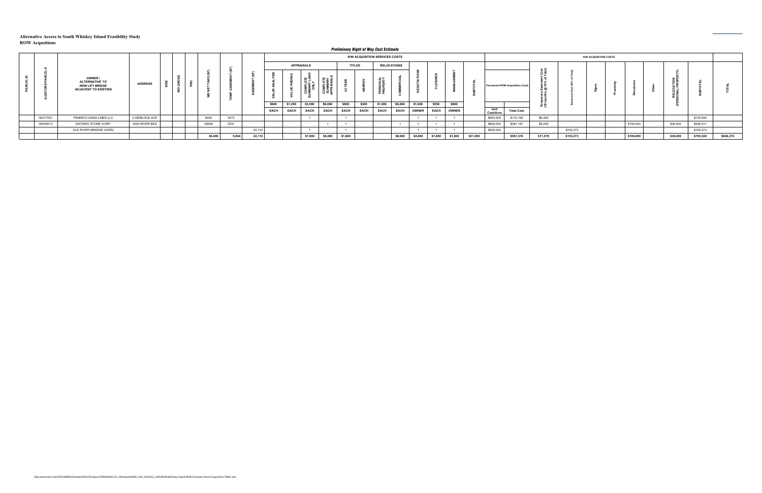**Alternative Access to South Whiskey Island Feasibility Study**
**ROW Acqusitions**

***Preliminary Right of Way Cost Estimate***

| | | | | | | | | | | R/W ACQUISITION SERVICES COSTS | | | | | | | | | | | | R/W ACQUISITION COSTS | | | | | | | | | | | |
|---|---|---|---|---|---|---|---|---|---|---|---|---|---|---|---|---|---|---|---|---|---|---|---|---|---|---|---|---|---|---|---|---|
| | | | | | | | | | | APPRAISALS | | | | TITLES | | RELOCATIONS | | | | | | | | | | | | | | | | |
| PARCEL ID | AUDITORS PARCEL # | OWNER / ALTERNATIVE '15' NEW LIFT BRIDGE ADJACENT TO EXISTING | ADDRESS | SIDE | WD GROSS | PRO | WD NET TAKE (SF) | TEMP. EASEMENT (SF) | EASEMENT (SF) | VALUE ANALYSIS | VALUE FINDING | COMPLETE SUMMARY LAND ONLY | COMPLETE SUMMARY APPRAISALS | 42 YEAR | ABSREV | PERSONAL PROPERTY | COMMERCIAL | NEGOTIATIONS | CLOSINGS | MANAGEMENT | SUBTOTAL | Permanent ROW Acquisition Costs | | Temporary Easement Cost (18 months @ 10% of Total) | Easement Cost (60% of Total) | Signs | Proximity | Structures | Other | RELOCATION (PERSONAL PROPERTY) | SUBTOTAL | TOTAL |
| | | | | | | | | | | $600 | $1,250 | $3,500 | $6,000 | $600 | $300 | $1,000 | $8,000 | $1,600 | $550 | $600 | | | | | | | | | | | | |
| | | | | | | | | | | EACH | EACH | EACH | EACH | EACH | EACH | EACH | EACH | OWNER | EACH | OWNER | | Unit Cost/Acre | Total Cost | | | | | | | | | |
| | 00317001 | PENNSYLVANIA LINES LLC | 0 HEMLOCK AVE | | | | 8000 | 3073 | | | | 1 | | 1 | | | | 1 | 1 | 1 | | $600,000 | $110,195 | $6,349 | | | | | | | $116,544 | |
| | 00305013 | ONTARIO STONE CORP. | 2550 RIVER BED | | | | 28400 | 2531 | | | | | 1 | 1 | | | 1 | 1 | 1 | 1 | | $600,000 | $391,181 | $5,229 | | | | $100,000 | | $30,000 | $526,411 | |
| | | OLD RIVER (BRIDGE OVER) | | | | | | | 22,110 | | | 1 | | 1 | | | | 1 | 1 | 1 | | $600,000 | | | $152,273 | | | | | | $152,273 | |
| | | | | | | | 36,400 | 5,604 | 22,110 | | | $7,000 | $6,000 | $1,800 | | | $8,000 | $4,800 | $1,650 | $1,800 | $31,050 | | $501,376 | $11,579 | $152,273 | | | $100,000 | | $30,000 | $795,228 | $826,278 |

\\na.aecomnet.com\GFS\AMER\Cleveland\DCS\Projects\TRN\60581121_WhiskeyIsl\900_CAD_GIS\910_CAD\ROW\Whiskey Island ROW Estimate-Parcel Acquisition FINAL.xlsx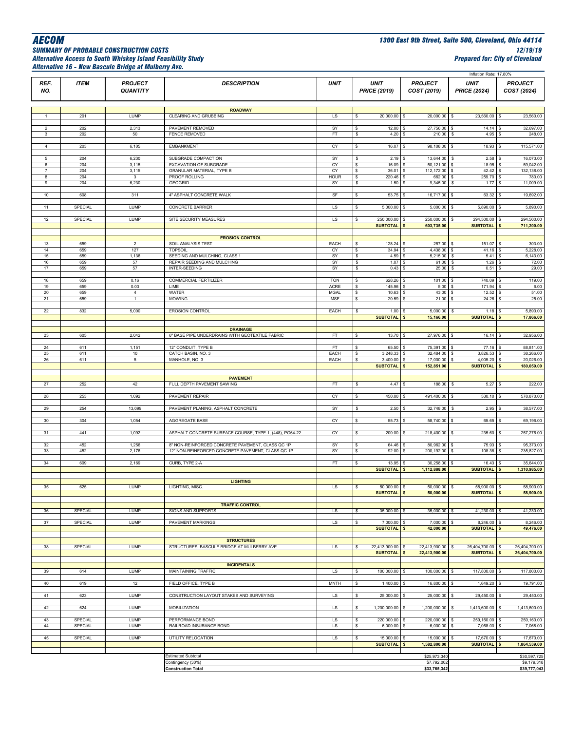# AECOM

**1300 East 9th Street, Suite 500, Cleveland, Ohio 44114**

***SUMMARY OF PROBABLE CONSTRUCTION COSTS***
***Alternative Access to South Whiskey Island Feasibility Study***
***Alternative 16 - New Bascule Bridge at Mulberry Ave.***

***12/19/19***
***Prepared for: City of Cleveland***

Inflation Rate: 17.80%

| REF. NO. | ITEM | PROJECT QUANTITY | DESCRIPTION | UNIT | UNIT PRICE (2019) | PROJECT COST (2019) | UNIT PRICE (2024) | PROJECT COST (2024) |
|---|---|---|---|---|---|---|---|---|
| | | | **ROADWAY** | | | | | |
| 1 | 201 | LUMP | CLEARING AND GRUBBING | LS | $ 20,000.00 | $ 20,000.00 | $ 23,560.00 | $ 23,560.00 |
| 2 | 202 | 2,313 | PAVEMENT REMOVED | SY | $ 12.00 | $ 27,756.00 | $ 14.14 | $ 32,697.00 |
| 3 | 202 | 50 | FENCE REMOVED | FT | $ 4.20 | $ 210.00 | $ 4.95 | $ 248.00 |
| 4 | 203 | 6,105 | EMBANKMENT | CY | $ 16.07 | $ 98,108.00 | $ 18.93 | $ 115,571.00 |
| 5 | 204 | 6,230 | SUBGRADE COMPACTION | SY | $ 2.19 | $ 13,644.00 | $ 2.58 | $ 16,073.00 |
| 6 | 204 | 3,115 | EXCAVATION OF SUBGRADE | CY | $ 16.09 | $ 50,121.00 | $ 18.95 | $ 59,042.00 |
| 7 | 204 | 3,115 | GRANULAR MATERIAL, TYPE B | CY | $ 36.01 | $ 112,172.00 | $ 42.42 | $ 132,138.00 |
| 8 | 204 | 3 | PROOF ROLLING | HOUR | $ 220.46 | $ 662.00 | $ 259.70 | $ 780.00 |
| 9 | 204 | 6,230 | GEOGRID | SY | $ 1.50 | $ 9,345.00 | $ 1.77 | $ 11,009.00 |
| 10 | 608 | 311 | 4" ASPHALT CONCRETE WALK | SF | $ 53.75 | $ 16,717.00 | $ 63.32 | $ 19,692.00 |
| 11 | SPECIAL | LUMP | CONCRETE BARRIER | LS | $ 5,000.00 | $ 5,000.00 | $ 5,890.00 | $ 5,890.00 |
| 12 | SPECIAL | LUMP | SITE SECURITY MEASURES | LS | $ 250,000.00 | $ 250,000.00 | $ 294,500.00 | $ 294,500.00 |
| | | | | | **SUBTOTAL** | **$ 603,735.00** | **SUBTOTAL** | **$ 711,200.00** |
| | | | **EROSION CONTROL** | | | | | |
| 13 | 659 | 2 | SOIL ANALYSIS TEST | EACH | $ 128.24 | $ 257.00 | $ 151.07 | $ 303.00 |
| 14 | 659 | 127 | TOPSOIL | CY | $ 34.94 | $ 4,438.00 | $ 41.16 | $ 5,228.00 |
| 15 | 659 | 1,136 | SEEDING AND MULCHING, CLASS 1 | SY | $ 4.59 | $ 5,215.00 | $ 5.41 | $ 6,143.00 |
| 16 | 659 | 57 | REPAIR SEEDING AND MULCHING | SY | $ 1.07 | $ 61.00 | $ 1.26 | $ 72.00 |
| 17 | 659 | 57 | INTER-SEEDING | SY | $ 0.43 | $ 25.00 | $ 0.51 | $ 29.00 |
| 18 | 659 | 0.16 | COMMERCIAL FERTILIZER | TON | $ 628.26 | $ 101.00 | $ 740.09 | $ 119.00 |
| 19 | 659 | 0.03 | LIME | ACRE | $ 145.96 | $ 5.00 | $ 171.94 | $ 6.00 |
| 20 | 659 | 4 | WATER | MGAL | $ 10.63 | $ 43.00 | $ 12.52 | $ 51.00 |
| 21 | 659 | 1 | MOWING | MSF | $ 20.59 | $ 21.00 | $ 24.26 | $ 25.00 |
| 22 | 832 | 5,000 | EROSION CONTROL | EACH | $ 1.00 | $ 5,000.00 | $ 1.18 | $ 5,890.00 |
| | | | | | **SUBTOTAL** | **$ 15,166.00** | **SUBTOTAL** | **$ 17,866.00** |
| | | | **DRAINAGE** | | | | | |
| 23 | 605 | 2,042 | 6" BASE PIPE UNDERDRAINS WITH GEOTEXTILE FABRIC | FT | $ 13.70 | $ 27,976.00 | $ 16.14 | $ 32,956.00 |
| 24 | 611 | 1,151 | 12" CONDUIT, TYPE B | FT | $ 65.50 | $ 75,391.00 | $ 77.16 | $ 88,811.00 |
| 25 | 611 | 10 | CATCH BASIN, NO. 3 | EACH | $ 3,248.33 | $ 32,484.00 | $ 3,826.53 | $ 38,266.00 |
| 26 | 611 | 5 | MANHOLE, NO. 3 | EACH | $ 3,400.00 | $ 17,000.00 | $ 4,005.20 | $ 20,026.00 |
| | | | | | **SUBTOTAL** | **$ 152,851.00** | **SUBTOTAL** | **$ 180,059.00** |
| | | | **PAVEMENT** | | | | | |
| 27 | 252 | 42 | FULL DEPTH PAVEMENT SAWING | FT | $ 4.47 | $ 188.00 | $ 5.27 | $ 222.00 |
| 28 | 253 | 1,092 | PAVEMENT REPAIR | CY | $ 450.00 | $ 491,400.00 | $ 530.10 | $ 578,870.00 |
| 29 | 254 | 13,099 | PAVEMENT PLANING, ASPHALT CONCRETE | SY | $ 2.50 | $ 32,748.00 | $ 2.95 | $ 38,577.00 |
| 30 | 304 | 1,054 | AGGREGATE BASE | CY | $ 55.73 | $ 58,740.00 | $ 65.65 | $ 69,196.00 |
| 31 | 441 | 1,092 | ASPHALT CONCRETE SURFACE COURSE, TYPE 1, (448), PG64-22 | CY | $ 200.00 | $ 218,400.00 | $ 235.60 | $ 257,276.00 |
| 32 | 452 | 1,256 | 8" NON-REINFORCED CONCRETE PAVEMENT, CLASS QC 1P | SY | $ 64.46 | $ 80,962.00 | $ 75.93 | $ 95,373.00 |
| 33 | 452 | 2,176 | 12" NON-REINFORCED CONCRETE PAVEMENT, CLASS QC 1P | SY | $ 92.00 | $ 200,192.00 | $ 108.38 | $ 235,827.00 |
| 34 | 609 | 2,169 | CURB, TYPE 2-A | FT | $ 13.95 | $ 30,258.00 | $ 16.43 | $ 35,644.00 |
| | | | | | **SUBTOTAL** | **$ 1,112,888.00** | **SUBTOTAL** | **$ 1,310,985.00** |
| | | | **LIGHTING** | | | | | |
| 35 | 625 | LUMP | LIGHTING, MISC. | LS | $ 50,000.00 | $ 50,000.00 | $ 58,900.00 | $ 58,900.00 |
| | | | | | **SUBTOTAL** | **$ 50,000.00** | **SUBTOTAL** | **$ 58,900.00** |
| | | | **TRAFFIC CONTROL** | | | | | |
| 36 | SPECIAL | LUMP | SIGNS AND SUPPORTS | LS | $ 35,000.00 | $ 35,000.00 | $ 41,230.00 | $ 41,230.00 |
| 37 | SPECIAL | LUMP | PAVEMENT MARKINGS | LS | $ 7,000.00 | $ 7,000.00 | $ 8,246.00 | $ 8,246.00 |
| | | | | | **SUBTOTAL** | **$ 42,000.00** | **SUBTOTAL** | **$ 49,476.00** |
| | | | **STRUCTURES** | | | | | |
| 38 | SPECIAL | LUMP | STRUCTURES: BASCULE BRIDGE AT MULBERRY AVE. | LS | $ 22,413,900.00 | $ 22,413,900.00 | $ 26,404,700.00 | $ 26,404,700.00 |
| | | | | | **SUBTOTAL** | **$ 22,413,900.00** | **SUBTOTAL** | **$ 26,404,700.00** |
| | | | **INCIDENTALS** | | | | | |
| 39 | 614 | LUMP | MAINTAINING TRAFFIC | LS | $ 100,000.00 | $ 100,000.00 | $ 117,800.00 | $ 117,800.00 |
| 40 | 619 | 12 | FIELD OFFICE, TYPE B | MNTH | $ 1,400.00 | $ 16,800.00 | $ 1,649.20 | $ 19,791.00 |
| 41 | 623 | LUMP | CONSTRUCTION LAYOUT STAKES AND SURVEYING | LS | $ 25,000.00 | $ 25,000.00 | $ 29,450.00 | $ 29,450.00 |
| 42 | 624 | LUMP | MOBILIZATION | LS | $ 1,200,000.00 | $ 1,200,000.00 | $ 1,413,600.00 | $ 1,413,600.00 |
| 43 | SPECIAL | LUMP | PERFORMANCE BOND | LS | $ 220,000.00 | $ 220,000.00 | $ 259,160.00 | $ 259,160.00 |
| 44 | SPECIAL | LUMP | RAILROAD INSURANCE BOND | LS | $ 6,000.00 | $ 6,000.00 | $ 7,068.00 | $ 7,068.00 |
| 45 | SPECIAL | LUMP | UTILITY RELOCATION | LS | $ 15,000.00 | $ 15,000.00 | $ 17,670.00 | $ 17,670.00 |
| | | | | | **SUBTOTAL** | **$ 1,582,800.00** | **SUBTOTAL** | **$ 1,864,539.00** |
| | | | Estimated Subtotal | | | $25,973,340 | | $30,597,725 |
| | | | Contingency (30%) | | | $7,792,002 | | $9,179,318 |
| | | | **Construction Total** | | | **$33,765,342** | | **$39,777,043** |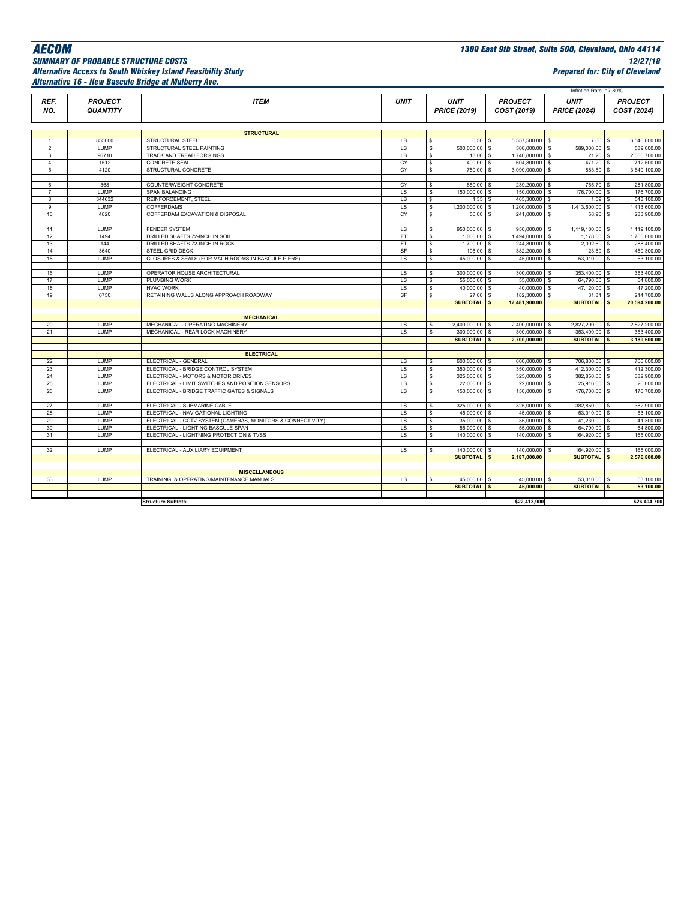**AECOM**

***SUMMARY OF PROBABLE STRUCTURE COSTS***
***Alternative Access to South Whiskey Island Feasibility Study***
***Alternative 16 - New Bascule Bridge at Mulberry Ave.***

***1300 East 9th Street, Suite 500, Cleveland, Ohio 44114***
***12/27/18***
***Prepared for: City of Cleveland***

Inflation Rate: 17.80%

| REF. NO. | PROJECT QUANTITY | ITEM | UNIT | UNIT PRICE (2019) | PROJECT COST (2019) | UNIT PRICE (2024) | PROJECT COST (2024) |
|---|---|---|---|---|---|---|---|
| | | **STRUCTURAL** | | | | | |
| 1 | 855000 | STRUCTURAL STEEL | LB | $ 6.50 | $ 5,557,500.00 | $ 7.66 | $ 6,546,800.00 |
| 2 | LUMP | STRUCTURAL STEEL PAINTING | LS | $ 500,000.00 | $ 500,000.00 | $ 589,000.00 | $ 589,000.00 |
| 3 | 96710 | TRACK AND TREAD FORGINGS | LB | $ 18.00 | $ 1,740,800.00 | $ 21.20 | $ 2,050,700.00 |
| 4 | 1512 | CONCRETE SEAL | CY | $ 400.00 | $ 604,800.00 | $ 471.20 | $ 712,500.00 |
| 5 | 4120 | STRUCTURAL CONCRETE | CY | $ 750.00 | $ 3,090,000.00 | $ 883.50 | $ 3,640,100.00 |
| 6 | 368 | COUNTERWEIGHT CONCRETE | CY | $ 650.00 | $ 239,200.00 | $ 765.70 | $ 281,800.00 |
| 7 | LUMP | SPAN BALANCING | LS | $ 150,000.00 | $ 150,000.00 | $ 176,700.00 | $ 176,700.00 |
| 8 | 344632 | REINFORCEMENT, STEEL | LB | $ 1.35 | $ 465,300.00 | $ 1.59 | $ 548,100.00 |
| 9 | LUMP | COFFERDAMS | LS | $ 1,200,000.00 | $ 1,200,000.00 | $ 1,413,600.00 | $ 1,413,600.00 |
| 10 | 4820 | COFFERDAM EXCAVATION & DISPOSAL | CY | $ 50.00 | $ 241,000.00 | $ 58.90 | $ 283,900.00 |
| 11 | LUMP | FENDER SYSTEM | LS | $ 950,000.00 | $ 950,000.00 | $ 1,119,100.00 | $ 1,119,100.00 |
| 12 | 1494 | DRILLED SHAFTS 72-INCH IN SOIL | FT | $ 1,000.00 | $ 1,494,000.00 | $ 1,178.00 | $ 1,760,000.00 |
| 13 | 144 | DRILLED SHAFTS 72-INCH IN ROCK | FT | $ 1,700.00 | $ 244,800.00 | $ 2,002.60 | $ 288,400.00 |
| 14 | 3640 | STEEL GRID DECK | SF | $ 105.00 | $ 382,200.00 | $ 123.69 | $ 450,300.00 |
| 15 | LUMP | CLOSURES & SEALS (FOR MACH ROOMS IN BASCULE PIERS) | LS | $ 45,000.00 | $ 45,000.00 | $ 53,010.00 | $ 53,100.00 |
| 16 | LUMP | OPERATOR HOUSE ARCHITECTURAL | LS | $ 300,000.00 | $ 300,000.00 | $ 353,400.00 | $ 353,400.00 |
| 17 | LUMP | PLUMBING WORK | LS | $ 55,000.00 | $ 55,000.00 | $ 64,790.00 | $ 64,800.00 |
| 18 | LUMP | HVAC WORK | LS | $ 40,000.00 | $ 40,000.00 | $ 47,120.00 | $ 47,200.00 |
| 19 | 6750 | RETAINING WALLS ALONG APPROACH ROADWAY | SF | $ 27.00 | $ 182,300.00 | $ 31.81 | $ 214,700.00 |
| | | | | **SUBTOTAL** | **$ 17,481,900.00** | **SUBTOTAL** | **$ 20,594,200.00** |
| | | **MECHANICAL** | | | | | |
| 20 | LUMP | MECHANICAL - OPERATING MACHINERY | LS | $ 2,400,000.00 | $ 2,400,000.00 | $ 2,827,200.00 | $ 2,827,200.00 |
| 21 | LUMP | MECHANICAL - REAR LOCK MACHINERY | LS | $ 300,000.00 | $ 300,000.00 | $ 353,400.00 | $ 353,400.00 |
| | | | | **SUBTOTAL** | **$ 2,700,000.00** | **SUBTOTAL** | **$ 3,180,600.00** |
| | | **ELECTRICAL** | | | | | |
| 22 | LUMP | ELECTRICAL - GENERAL | LS | $ 600,000.00 | $ 600,000.00 | $ 706,800.00 | $ 706,800.00 |
| 23 | LUMP | ELECTRICAL - BRIDGE CONTROL SYSTEM | LS | $ 350,000.00 | $ 350,000.00 | $ 412,300.00 | $ 412,300.00 |
| 24 | LUMP | ELECTRICAL - MOTORS & MOTOR DRIVES | LS | $ 325,000.00 | $ 325,000.00 | $ 382,850.00 | $ 382,900.00 |
| 25 | LUMP | ELECTRICAL - LIMIT SWITCHES AND POSITION SENSORS | LS | $ 22,000.00 | $ 22,000.00 | $ 25,916.00 | $ 26,000.00 |
| 26 | LUMP | ELECTRICAL - BRIDGE TRAFFIC GATES & SIGNALS | LS | $ 150,000.00 | $ 150,000.00 | $ 176,700.00 | $ 176,700.00 |
| 27 | LUMP | ELECTRICAL - SUBMARINE CABLE | LS | $ 325,000.00 | $ 325,000.00 | $ 382,850.00 | $ 382,900.00 |
| 28 | LUMP | ELECTRICAL - NAVIGATIONAL LIGHTING | LS | $ 45,000.00 | $ 45,000.00 | $ 53,010.00 | $ 53,100.00 |
| 29 | LUMP | ELECTRICAL - CCTV SYSTEM (CAMERAS, MONITORS & CONNECTIVITY) | LS | $ 35,000.00 | $ 35,000.00 | $ 41,230.00 | $ 41,300.00 |
| 30 | LUMP | ELECTRICAL - LIGHTING BASCULE SPAN | LS | $ 55,000.00 | $ 55,000.00 | $ 64,790.00 | $ 64,800.00 |
| 31 | LUMP | ELECTRICAL - LIGHTNING PROTECTION & TVSS | LS | $ 140,000.00 | $ 140,000.00 | $ 164,920.00 | $ 165,000.00 |
| 32 | LUMP | ELECTRICAL - AUXILIARY EQUIPMENT | LS | $ 140,000.00 | $ 140,000.00 | $ 164,920.00 | $ 165,000.00 |
| | | | | **SUBTOTAL** | **$ 2,187,000.00** | **SUBTOTAL** | **$ 2,576,800.00** |
| | | **MISCELLANEOUS** | | | | | |
| 33 | LUMP | TRAINING & OPERATING/MAINTENANCE MANUALS | LS | $ 45,000.00 | $ 45,000.00 | $ 53,010.00 | $ 53,100.00 |
| | | | | **SUBTOTAL** | **$ 45,000.00** | **SUBTOTAL** | **$ 53,100.00** |
| | | **Structure Subtotal** | | | **$22,413,900** | | **$26,404,700** |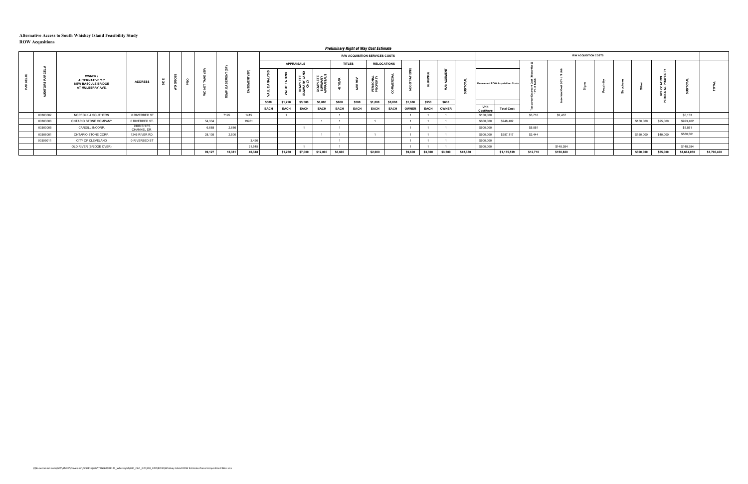**Alternative Access to South Whiskey Island Feasibility Study**

**ROW Acqusitions**

***Preliminary Right of Way Cost Estimate***

| PARCEL ID | AUDITORS PARCEL # | OWNER / ALTERNATIVE '16' NEW BASCULE BRIDGE AT MULBERRY AVE. | ADDRESS | SIDE | WD GROSS | PRO | WD NET TAKE (SF) | TEMP. EASEMENT (SF) | EASEMENT (SF) | R/W ACQUISITION SERVICES COSTS: APPRAISALS: VALUE ANALYSIS | VALUE FINDING | COMPLETE SUMMARY LAND ONLY | COMPLETE SUMMARY APPRAISALS | TITLES: 42 YEAR | ABBREV | RELOCATIONS: PERSONAL PROPERTY | COMMERCIAL | NEGOTIATIONS | CLOSINGS | MANAGEMENT | SUBTOTAL | R/W ACQUISITION COSTS: Permanent ROW Acquisition Costs: Unit Cost/Acre | Total Cost | Temporary Easement Cost (18 months @ 10% of Fee) | Easement Cost (60% of Fee) | Signs | Proximity | Structures | Other | RELOCATION PERSONAL PROPERTY | SUBTOTAL | TOTAL |
|---|---|---|---|---|---|---|---|---|---|---|---|---|---|---|---|---|---|---|---|---|---|---|---|---|---|---|---|---|---|---|---|---|
| | | | | | | | | | | $600 | $1,250 | $3,500 | $6,000 | $600 | $300 | $1,000 | $6,000 | $1,600 | $550 | $600 | | | | | | | | | | | | |
| | | | | | | | | | | EACH | EACH | EACH | EACH | EACH | EACH | EACH | EACH | OWNER | EACH | OWNER | | | | | | | | | | | | |
| | 00303002 | NORFOLK & SOUTHERN | 0 RIVERBED ST | | | | | 7195 | 1415 | | 1 | | | 1 | | | | 1 | 1 | 1 | | $150,000 | | $3,716 | $2,437 | | | | | | $6,153 | |
| | 00303006 | ONTARIO STONE COMPANY | 0 RIVERBED ST. | | | | 54,334 | | 19961 | | | | 1 | 1 | | 1 | | 1 | 1 | 1 | | $600,000 | $748,402 | | | | | | $150,000 | $25,000 | $923,402 | |
| | 00303005 | CARGILL INCORP. | 2400 SHIPS CHANNEL DR. | | | | 6,688 | 2,686 | | | | 1 | | 1 | | | | 1 | 1 | 1 | | $600,000 | | $5,551 | | | | | | | $5,551 | |
| | 00306001 | ONTARIO STONE CORP. | 1246 RIVER RD. | | | | 28,105 | 2,500 | | | | | 1 | 1 | | 1 | | 1 | 1 | 1 | | $600,000 | $387,117 | $3,444 | | | | | $150,000 | $40,000 | $580,561 | |
| | 00305011 | CITY OF CLEVELAND | 0 RIVERBED ST | | | | | | 3,426 | | | | | 1 | | | | 1 | 1 | 1 | | $600,000 | | | | | | | | | | |
| | | OLD RIVER (BRIDGE OVER) | | | | | | | 21,545 | | | 1 | | 1 | | | | 1 | 1 | 1 | | $600,000 | | | $148,384 | | | | | | $148,384 | |
| | | | | | | | 89,127 | 12,381 | 46,348 | | $1,250 | $7,000 | $12,000 | $3,600 | | $2,000 | | $9,600 | $3,300 | $3,600 | $42,350 | | $1,135,519 | $12,710 | $150,820 | | | | $300,000 | $65,000 | $1,664,050 | $1,706,400 |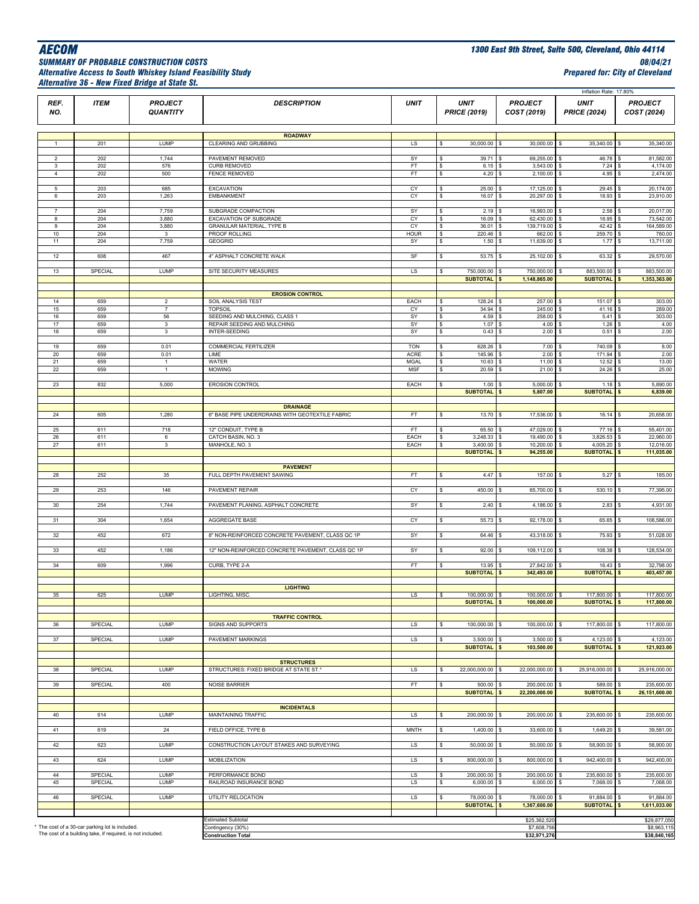**AECOM**

**1300 East 9th Street, Suite 500, Cleveland, Ohio 44114**

**SUMMARY OF PROBABLE CONSTRUCTION COSTS**

**08/04/21**

**Alternative Access to South Whiskey Island Feasibility Study**

**Prepared for: City of Cleveland**

**Alternative 36 - New Fixed Bridge at State St.**

Inflation Rate: 17.80%

| REF. NO. | ITEM | PROJECT QUANTITY | DESCRIPTION | UNIT | UNIT PRICE (2019) | PROJECT COST (2019) | UNIT PRICE (2024) | PROJECT COST (2024) |
|---|---|---|---|---|---|---|---|---|
| | | | **ROADWAY** | | | | | |
| 1 | 201 | LUMP | CLEARING AND GRUBBING | LS | $ 30,000.00 | $ 30,000.00 | $ 35,340.00 | $ 35,340.00 |
| 2 | 202 | 1,744 | PAVEMENT REMOVED | SY | $ 39.71 | $ 69,255.00 | $ 46.78 | $ 81,582.00 |
| 3 | 202 | 576 | CURB REMOVED | FT | $ 6.15 | $ 3,543.00 | $ 7.24 | $ 4,174.00 |
| 4 | 202 | 500 | FENCE REMOVED | FT | $ 4.20 | $ 2,100.00 | $ 4.95 | $ 2,474.00 |
| 5 | 203 | 685 | EXCAVATION | CY | $ 25.00 | $ 17,125.00 | $ 29.45 | $ 20,174.00 |
| 6 | 203 | 1,263 | EMBANKMENT | CY | $ 16.07 | $ 20,297.00 | $ 18.93 | $ 23,910.00 |
| 7 | 204 | 7,759 | SUBGRADE COMPACTION | SY | $ 2.19 | $ 16,993.00 | $ 2.58 | $ 20,017.00 |
| 8 | 204 | 3,880 | EXCAVATION OF SUBGRADE | CY | $ 16.09 | $ 62,430.00 | $ 18.95 | $ 73,542.00 |
| 9 | 204 | 3,880 | GRANULAR MATERIAL, TYPE B | CY | $ 36.01 | $ 139,719.00 | $ 42.42 | $ 164,589.00 |
| 10 | 204 | 3 | PROOF ROLLING | HOUR | $ 220.46 | $ 662.00 | $ 259.70 | $ 780.00 |
| 11 | 204 | 7,759 | GEOGRID | SY | $ 1.50 | $ 11,639.00 | $ 1.77 | $ 13,711.00 |
| 12 | 608 | 467 | 4" ASPHALT CONCRETE WALK | SF | $ 53.75 | $ 25,102.00 | $ 63.32 | $ 29,570.00 |
| 13 | SPECIAL | LUMP | SITE SECURITY MEASURES | LS | $ 750,000.00 | $ 750,000.00 | $ 883,500.00 | $ 883,500.00 |
| | | | | | **SUBTOTAL** | **$ 1,148,865.00** | **SUBTOTAL** | **$ 1,353,363.00** |
| | | | **EROSION CONTROL** | | | | | |
| 14 | 659 | 2 | SOIL ANALYSIS TEST | EACH | $ 128.24 | $ 257.00 | $ 151.07 | $ 303.00 |
| 15 | 659 | 7 | TOPSOIL | CY | $ 34.94 | $ 245.00 | $ 41.16 | $ 289.00 |
| 16 | 659 | 56 | SEEDING AND MULCHING, CLASS 1 | SY | $ 4.59 | $ 258.00 | $ 5.41 | $ 303.00 |
| 17 | 659 | 3 | REPAIR SEEDING AND MULCHING | SY | $ 1.07 | $ 4.00 | $ 1.26 | $ 4.00 |
| 18 | 659 | 3 | INTER-SEEDING | SY | $ 0.43 | $ 2.00 | $ 0.51 | $ 2.00 |
| 19 | 659 | 0.01 | COMMERCIAL FERTILIZER | TON | $ 628.26 | $ 7.00 | $ 740.09 | $ 8.00 |
| 20 | 659 | 0.01 | LIME | ACRE | $ 145.96 | $ 2.00 | $ 171.94 | $ 2.00 |
| 21 | 659 | 1 | WATER | MGAL | $ 10.63 | $ 11.00 | $ 12.52 | $ 13.00 |
| 22 | 659 | 1 | MOWING | MSF | $ 20.59 | $ 21.00 | $ 24.26 | $ 25.00 |
| 23 | 832 | 5,000 | EROSION CONTROL | EACH | $ 1.00 | $ 5,000.00 | $ 1.18 | $ 5,890.00 |
| | | | | | **SUBTOTAL** | **$ 5,807.00** | **SUBTOTAL** | **$ 6,839.00** |
| | | | **DRAINAGE** | | | | | |
| 24 | 605 | 1,280 | 6" BASE PIPE UNDERDRAINS WITH GEOTEXTILE FABRIC | FT | $ 13.70 | $ 17,536.00 | $ 16.14 | $ 20,658.00 |
| 25 | 611 | 718 | 12" CONDUIT, TYPE B | FT | $ 65.50 | $ 47,029.00 | $ 77.16 | $ 55,401.00 |
| 26 | 611 | 6 | CATCH BASIN, NO. 3 | EACH | $ 3,248.33 | $ 19,490.00 | $ 3,826.53 | $ 22,960.00 |
| 27 | 611 | 3 | MANHOLE, NO. 3 | EACH | $ 3,400.00 | $ 10,200.00 | $ 4,005.20 | $ 12,016.00 |
| | | | | | **SUBTOTAL** | **$ 94,255.00** | **SUBTOTAL** | **$ 111,035.00** |
| | | | **PAVEMENT** | | | | | |
| 28 | 252 | 35 | FULL DEPTH PAVEMENT SAWING | FT | $ 4.47 | $ 157.00 | $ 5.27 | $ 185.00 |
| 29 | 253 | 146 | PAVEMENT REPAIR | CY | $ 450.00 | $ 65,700.00 | $ 530.10 | $ 77,395.00 |
| 30 | 254 | 1,744 | PAVEMENT PLANING, ASPHALT CONCRETE | SY | $ 2.40 | $ 4,186.00 | $ 2.83 | $ 4,931.00 |
| 31 | 304 | 1,654 | AGGREGATE BASE | CY | $ 55.73 | $ 92,178.00 | $ 65.65 | $ 108,586.00 |
| 32 | 452 | 672 | 8" NON-REINFORCED CONCRETE PAVEMENT, CLASS QC 1P | SY | $ 64.46 | $ 43,318.00 | $ 75.93 | $ 51,028.00 |
| 33 | 452 | 1,186 | 12" NON-REINFORCED CONCRETE PAVEMENT, CLASS QC 1P | SY | $ 92.00 | $ 109,112.00 | $ 108.38 | $ 128,534.00 |
| 34 | 609 | 1,996 | CURB, TYPE 2-A | FT | $ 13.95 | $ 27,842.00 | $ 16.43 | $ 32,798.00 |
| | | | | | **SUBTOTAL** | **$ 342,493.00** | **SUBTOTAL** | **$ 403,457.00** |
| | | | **LIGHTING** | | | | | |
| 35 | 625 | LUMP | LIGHTING, MISC. | LS | $ 100,000.00 | $ 100,000.00 | $ 117,800.00 | $ 117,800.00 |
| | | | | | **SUBTOTAL** | **$ 100,000.00** | **SUBTOTAL** | **$ 117,800.00** |
| | | | **TRAFFIC CONTROL** | | | | | |
| 36 | SPECIAL | LUMP | SIGNS AND SUPPORTS | LS | $ 100,000.00 | $ 100,000.00 | $ 117,800.00 | $ 117,800.00 |
| 37 | SPECIAL | LUMP | PAVEMENT MARKINGS | LS | $ 3,500.00 | $ 3,500.00 | $ 4,123.00 | $ 4,123.00 |
| | | | | | **SUBTOTAL** | **$ 103,500.00** | **SUBTOTAL** | **$ 121,923.00** |
| | | | **STRUCTURES** | | | | | |
| 38 | SPECIAL | LUMP | STRUCTURES: FIXED BRIDGE AT STATE ST.* | LS | $ 22,000,000.00 | $ 22,000,000.00 | $ 25,916,000.00 | $ 25,916,000.00 |
| 39 | SPECIAL | 400 | NOISE BARRIER | FT | $ 500.00 | $ 200,000.00 | $ 589.00 | $ 235,600.00 |
| | | | | | **SUBTOTAL** | **$ 22,200,000.00** | **SUBTOTAL** | **$ 26,151,600.00** |
| | | | **INCIDENTALS** | | | | | |
| 40 | 614 | LUMP | MAINTAINING TRAFFIC | LS | $ 200,000.00 | $ 200,000.00 | $ 235,600.00 | $ 235,600.00 |
| 41 | 619 | 24 | FIELD OFFICE, TYPE B | MNTH | $ 1,400.00 | $ 33,600.00 | $ 1,649.20 | $ 39,581.00 |
| 42 | 623 | LUMP | CONSTRUCTION LAYOUT STAKES AND SURVEYING | LS | $ 50,000.00 | $ 50,000.00 | $ 58,900.00 | $ 58,900.00 |
| 43 | 624 | LUMP | MOBILIZATION | LS | $ 800,000.00 | $ 800,000.00 | $ 942,400.00 | $ 942,400.00 |
| 44 | SPECIAL | LUMP | PERFORMANCE BOND | LS | $ 200,000.00 | $ 200,000.00 | $ 235,600.00 | $ 235,600.00 |
| 45 | SPECIAL | LUMP | RAILROAD INSURANCE BOND | LS | $ 6,000.00 | $ 6,000.00 | $ 7,068.00 | $ 7,068.00 |
| 46 | SPECIAL | LUMP | UTILITY RELOCATION | LS | $ 78,000.00 | $ 78,000.00 | $ 91,884.00 | $ 91,884.00 |
| | | | | | **SUBTOTAL** | **$ 1,367,600.00** | **SUBTOTAL** | **$ 1,611,033.00** |
| | | | Estimated Subtotal | | | $25,362,520 | | $29,877,050 |
| | | | Contingency (30%) | | | $7,608,756 | | $8,963,115 |
| | | | **Construction Total** | | | **$32,971,276** | | **$38,840,165** |

\* The cost of a 30-car parking lot is included.
The cost of a building take, if required, is not included.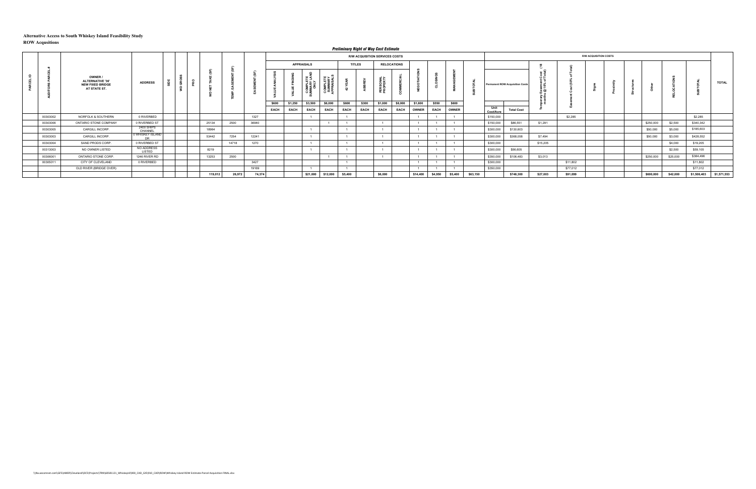**Alternative Access to South Whiskey Island Feasibility Study**

**ROW Acqusitions**

***Preliminary Right of Way Cost Estimate***

| PARCEL ID | AUDITORS PARCEL # | OWNER / ALTERNATIVE '36' NEW FIXED BRIDGE AT STATE ST. | ADDRESS | SIDE | WD GROSS | PRO | WD NET TAKE (SF) | TEMP. EASEMENT (SF) | EASEMENT (SF) | R/W ACQUISITION SERVICES COSTS: APPRAISALS: VALUE ANALYSIS | VALUE FINDING | COMPLETE SUMMARY LAND ONLY | COMPLETE SUMMARY APPRAISALS | TITLES: 42 YEAR | ABBREV | RELOCATIONS: PERSONAL PROPERTY | COMMERCIAL | NEGOTIATIONS | CLOSINGS | MANAGEMENT | SUBTOTAL | R/W ACQUISITION COSTS: Permanent ROW Acquisition Costs: Unit Cost/Acre | Total Cost | Temporary Easement Cost (18 months @ 10% of Total) | Easement Cost (50% of Total) | Signs | Proximity | Structures | Other | RELOCATIONS | SUBTOTAL | TOTAL |
|---|---|---|---|---|---|---|---|---|---|---|---|---|---|---|---|---|---|---|---|---|---|---|---|---|---|---|---|---|---|---|---|---|
| | | | | | | | | | | $600 | $1,250 | $3,500 | $6,000 | $600 | $300 | $1,000 | $8,000 | $1,600 | $550 | $600 | | | | | | | | | | | | |
| | | | | | | | | | | EACH | EACH | EACH | EACH | EACH | EACH | EACH | EACH | OWNER | EACH | OWNER | | | | | | | | | | | | |
| | 00303002 | NORFOLK & SOUTHERN | 0 RIVERBED | | | | | | 1327 | | | 1 | | 1 | | | | 1 | 1 | 1 | | $150,000 | | | $2,285 | | | | | | $2,285 | |
| | 00303006 | ONTARIO STONE COMPANY | 0 RIVERBED ST | | | | 25134 | 2500 | 36940 | | | | 1 | 1 | | 1 | | 1 | 1 | 1 | | $150,000 | $86,551 | $1,291 | | | | | $250,000 | $2,500 | $340,342 | |
| | 00303005 | CARGILL INCORP. | 2400 SHIPS CHANNEL | | | | 18964 | | | | | 1 | | 1 | | 1 | | 1 | 1 | 1 | | $300,000 | $130,603 | | | | | | $50,000 | $5,000 | $185,603 | |
| | 00303003 | CARGILL INCORP. | 0 WHISKEY ISLAND DR | | | | 53442 | 7254 | 12241 | | | 1 | | 1 | | 1 | | 1 | 1 | 1 | | $300,000 | $368,058 | $7,494 | | | | | $50,000 | $3,000 | $428,552 | |
| | 00303004 | SAND PRODS CORP. | 0 RIVERBED ST | | | | | 14718 | 1270 | | | 1 | | 1 | | 1 | | 1 | 1 | 1 | | $300,000 | | $15,205 | | | | | | $4,000 | $19,205 | |
| | 00313003 | NO OWNER LISTED | NO ADDRESS LISTED | | | | 8219 | | | | | 1 | | 1 | | 1 | | 1 | 1 | 1 | | $300,000 | $56,605 | | | | | | | $2,500 | $59,105 | |
| | 00306001 | ONTARIO STONE CORP. | 1246 RIVER RD | | | | 13253 | 2500 | | | | | 1 | 1 | | 1 | | 1 | 1 | 1 | | $350,000 | $106,483 | $3,013 | | | | | $250,000 | $25,000 | $384,496 | |
| | 00305011 | CITY OF CLEVELAND | 0 RIVERBED | | | | | | 3427 | | | | | 1 | | | | 1 | 1 | 1 | | $300,000 | | | $11,802 | | | | | | $11,802 | |
| | | OLD RIVER (BRIDGE OVER) | | | | | | | 19169 | | | 1 | | 1 | | | | 1 | 1 | 1 | | $350,000 | | | $77,012 | | | | | | $77,012 | |
| | | | | | | | 119,012 | 26,972 | 74,374 | | | $21,000 | $12,000 | $5,400 | | $6,000 | | $14,400 | $4,950 | $5,400 | $63,150 | | $748,300 | $27,003 | $91,099 | | | | $600,000 | $42,000 | $1,508,403 | $1,571,553 |